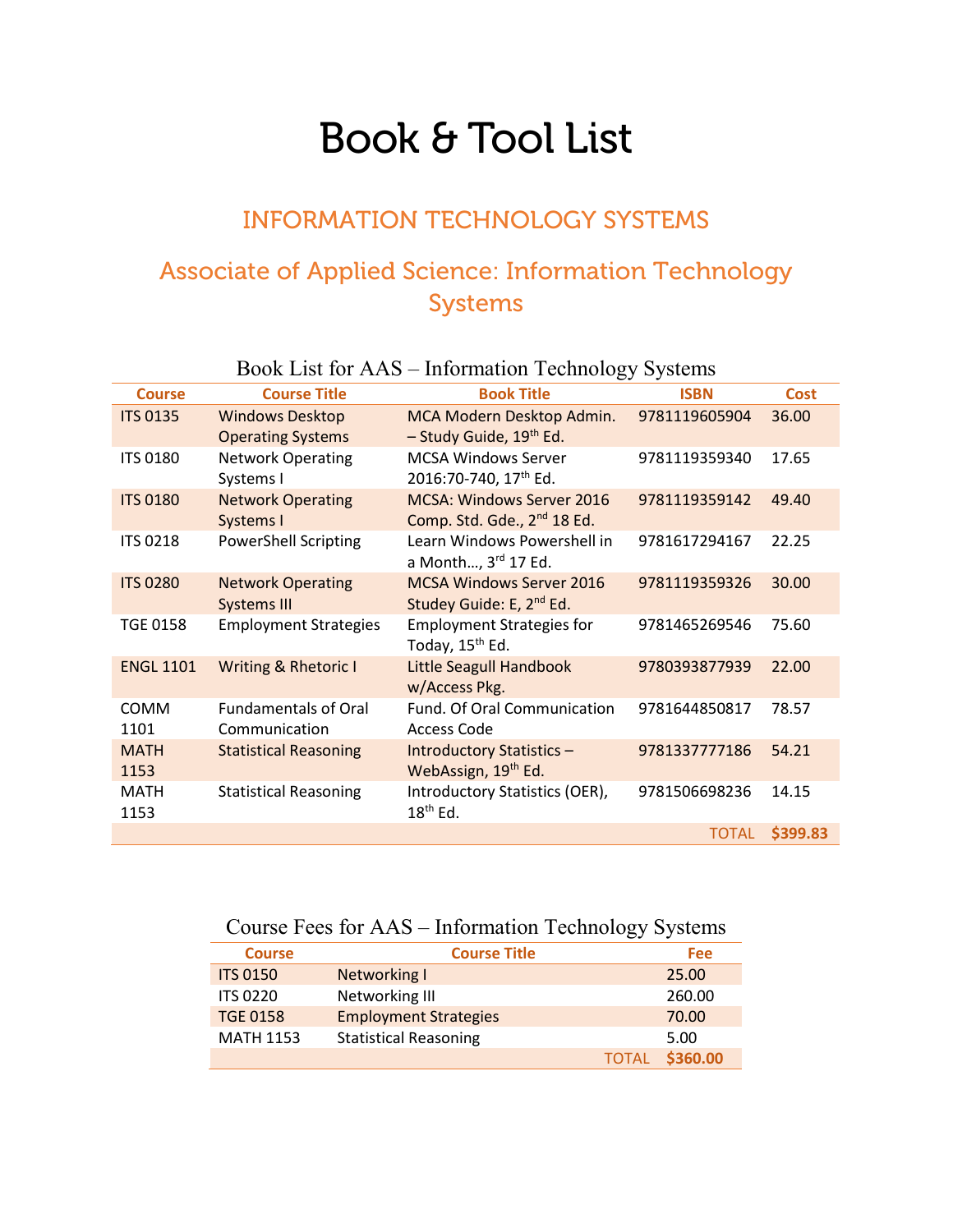# Book & Tool List

## INFORMATION TECHNOLOGY SYSTEMS

## Associate of Applied Science: Information Technology Systems

### Book List for AAS – Information Technology Systems

| Course | Course Title | Book Title | ISBN | Cost |
|---|---|---|---|---|
| ITS 0135 | Windows Desktop Operating Systems | MCA Modern Desktop Admin. – Study Guide, 19th Ed. | 9781119605904 | 36.00 |
| ITS 0180 | Network Operating Systems I | MCSA Windows Server 2016:70-740, 17th Ed. | 9781119359340 | 17.65 |
| ITS 0180 | Network Operating Systems I | MCSA: Windows Server 2016 Comp. Std. Gde., 2nd 18 Ed. | 9781119359142 | 49.40 |
| ITS 0218 | PowerShell Scripting | Learn Windows Powershell in a Month…, 3rd 17 Ed. | 9781617294167 | 22.25 |
| ITS 0280 | Network Operating Systems III | MCSA Windows Server 2016 Studey Guide: E, 2nd Ed. | 9781119359326 | 30.00 |
| TGE 0158 | Employment Strategies | Employment Strategies for Today, 15th Ed. | 9781465269546 | 75.60 |
| ENGL 1101 | Writing & Rhetoric I | Little Seagull Handbook w/Access Pkg. | 9780393877939 | 22.00 |
| COMM 1101 | Fundamentals of Oral Communication | Fund. Of Oral Communication Access Code | 9781644850817 | 78.57 |
| MATH 1153 | Statistical Reasoning | Introductory Statistics – WebAssign, 19th Ed. | 9781337777186 | 54.21 |
| MATH 1153 | Statistical Reasoning | Introductory Statistics (OER), 18th Ed. | 9781506698236 | 14.15 |
| | | | TOTAL | **$399.83** |

### Course Fees for AAS – Information Technology Systems

| Course | Course Title | Fee |
|---|---|---|
| ITS 0150 | Networking I | 25.00 |
| ITS 0220 | Networking III | 260.00 |
| TGE 0158 | Employment Strategies | 70.00 |
| MATH 1153 | Statistical Reasoning | 5.00 |
| | TOTAL | **$360.00** |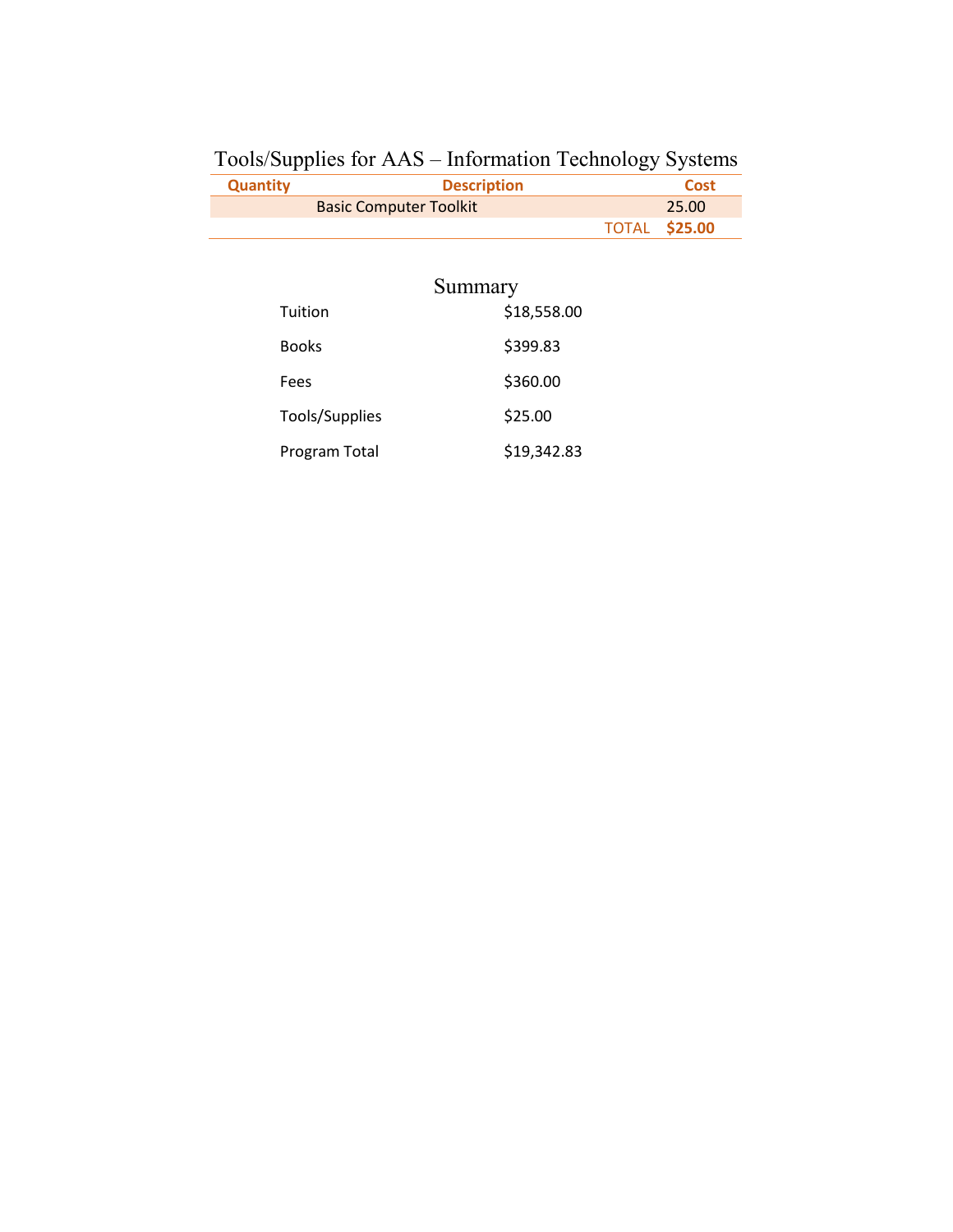## Tools/Supplies for AAS – Information Technology Systems

| Quantity | Description | Cost |
| --- | --- | --- |
| | Basic Computer Toolkit | 25.00 |
| | TOTAL | **$25.00** |

## Summary

| | |
| --- | --- |
| Tuition | $18,558.00 |
| Books | $399.83 |
| Fees | $360.00 |
| Tools/Supplies | $25.00 |
| Program Total | $19,342.83 |